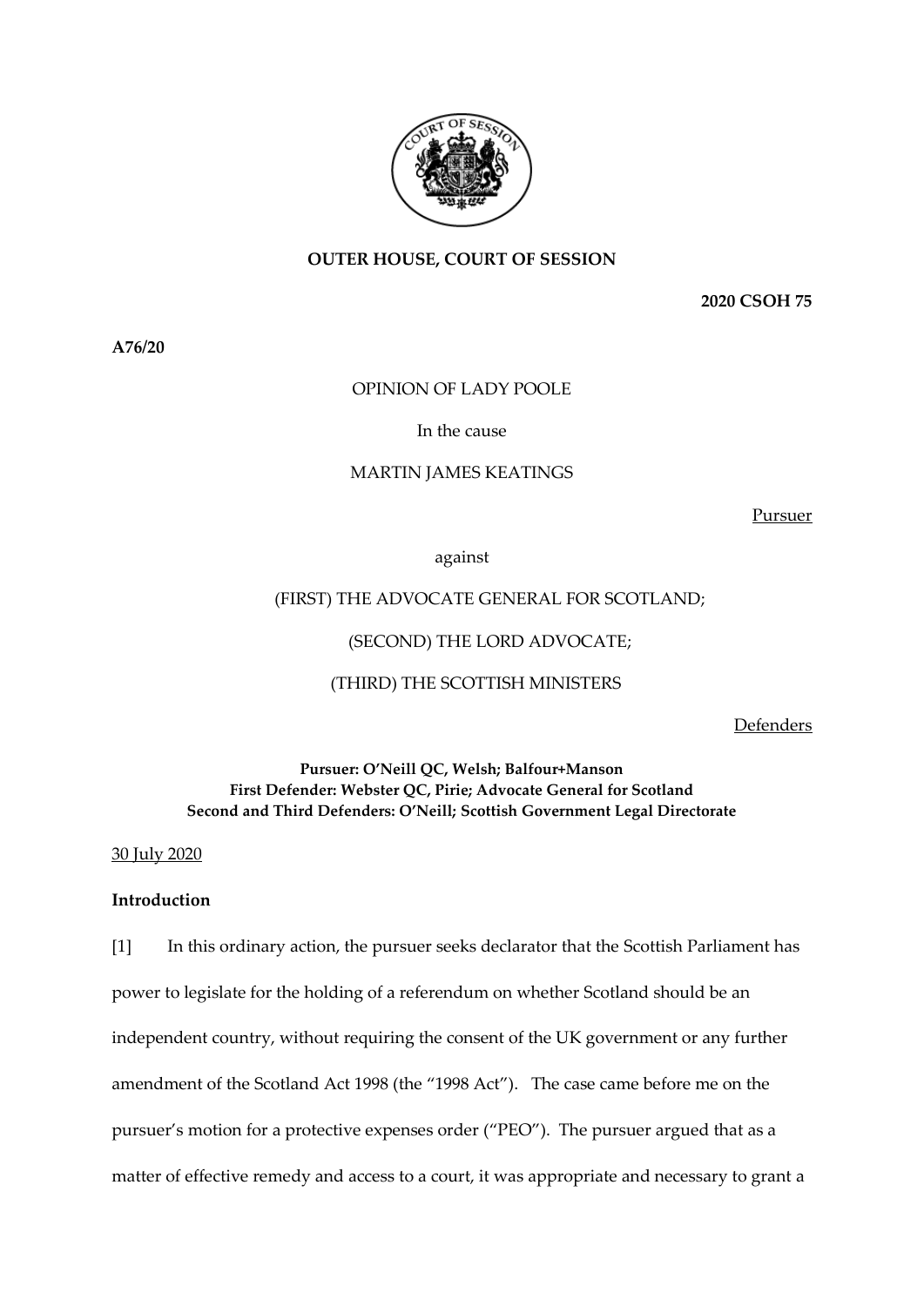**OUTER HOUSE, COURT OF SESSION**

**2020 CSOH 75**

**A76/20**

OPINION OF LADY POOLE

In the cause

MARTIN JAMES KEATINGS

Pursuer

against

(FIRST) THE ADVOCATE GENERAL FOR SCOTLAND;

(SECOND) THE LORD ADVOCATE;

(THIRD) THE SCOTTISH MINISTERS

Defenders

**Pursuer: O'Neill QC, Welsh; Balfour+Manson**
**First Defender: Webster QC, Pirie; Advocate General for Scotland**
**Second and Third Defenders: O'Neill; Scottish Government Legal Directorate**

30 July 2020

**Introduction**

[1] In this ordinary action, the pursuer seeks declarator that the Scottish Parliament has power to legislate for the holding of a referendum on whether Scotland should be an independent country, without requiring the consent of the UK government or any further amendment of the Scotland Act 1998 (the "1998 Act"). The case came before me on the pursuer's motion for a protective expenses order ("PEO"). The pursuer argued that as a matter of effective remedy and access to a court, it was appropriate and necessary to grant a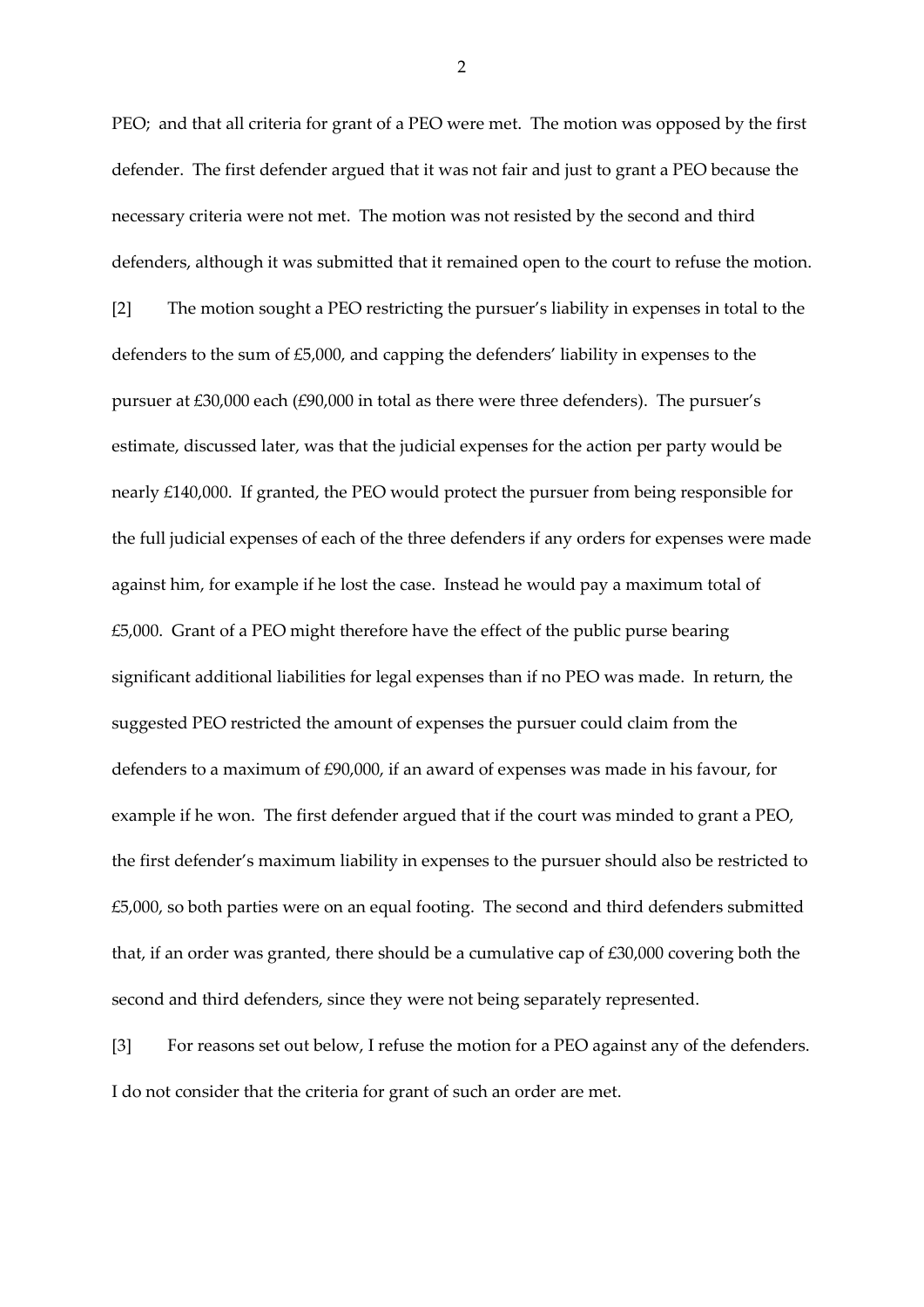PEO; and that all criteria for grant of a PEO were met. The motion was opposed by the first defender. The first defender argued that it was not fair and just to grant a PEO because the necessary criteria were not met. The motion was not resisted by the second and third defenders, although it was submitted that it remained open to the court to refuse the motion.

[2] The motion sought a PEO restricting the pursuer's liability in expenses in total to the defenders to the sum of £5,000, and capping the defenders' liability in expenses to the pursuer at £30,000 each (£90,000 in total as there were three defenders). The pursuer's estimate, discussed later, was that the judicial expenses for the action per party would be nearly £140,000. If granted, the PEO would protect the pursuer from being responsible for the full judicial expenses of each of the three defenders if any orders for expenses were made against him, for example if he lost the case. Instead he would pay a maximum total of £5,000. Grant of a PEO might therefore have the effect of the public purse bearing significant additional liabilities for legal expenses than if no PEO was made. In return, the suggested PEO restricted the amount of expenses the pursuer could claim from the defenders to a maximum of £90,000, if an award of expenses was made in his favour, for example if he won. The first defender argued that if the court was minded to grant a PEO, the first defender's maximum liability in expenses to the pursuer should also be restricted to £5,000, so both parties were on an equal footing. The second and third defenders submitted that, if an order was granted, there should be a cumulative cap of £30,000 covering both the second and third defenders, since they were not being separately represented.

[3] For reasons set out below, I refuse the motion for a PEO against any of the defenders. I do not consider that the criteria for grant of such an order are met.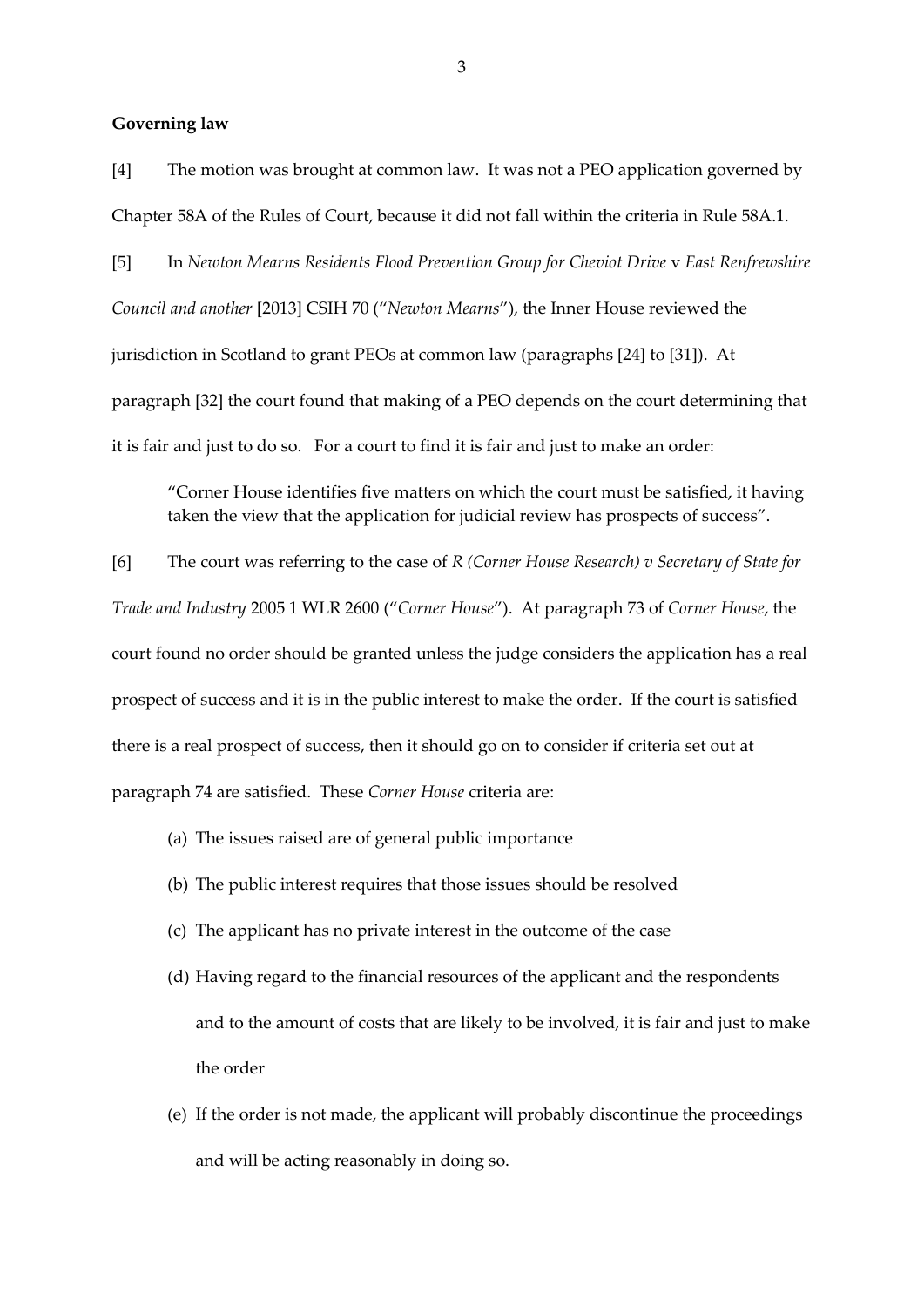**Governing law**

[4] The motion was brought at common law. It was not a PEO application governed by Chapter 58A of the Rules of Court, because it did not fall within the criteria in Rule 58A.1.

[5] In *Newton Mearns Residents Flood Prevention Group for Cheviot Drive* v *East Renfrewshire Council and another* [2013] CSIH 70 ("*Newton Mearns*"), the Inner House reviewed the jurisdiction in Scotland to grant PEOs at common law (paragraphs [24] to [31]). At paragraph [32] the court found that making of a PEO depends on the court determining that it is fair and just to do so. For a court to find it is fair and just to make an order:

> "Corner House identifies five matters on which the court must be satisfied, it having taken the view that the application for judicial review has prospects of success".

[6] The court was referring to the case of *R (Corner House Research) v Secretary of State for Trade and Industry* 2005 1 WLR 2600 ("*Corner House*"). At paragraph 73 of *Corner House*, the court found no order should be granted unless the judge considers the application has a real prospect of success and it is in the public interest to make the order. If the court is satisfied there is a real prospect of success, then it should go on to consider if criteria set out at paragraph 74 are satisfied. These *Corner House* criteria are:

(a) The issues raised are of general public importance

(b) The public interest requires that those issues should be resolved

(c) The applicant has no private interest in the outcome of the case

(d) Having regard to the financial resources of the applicant and the respondents and to the amount of costs that are likely to be involved, it is fair and just to make the order

(e) If the order is not made, the applicant will probably discontinue the proceedings and will be acting reasonably in doing so.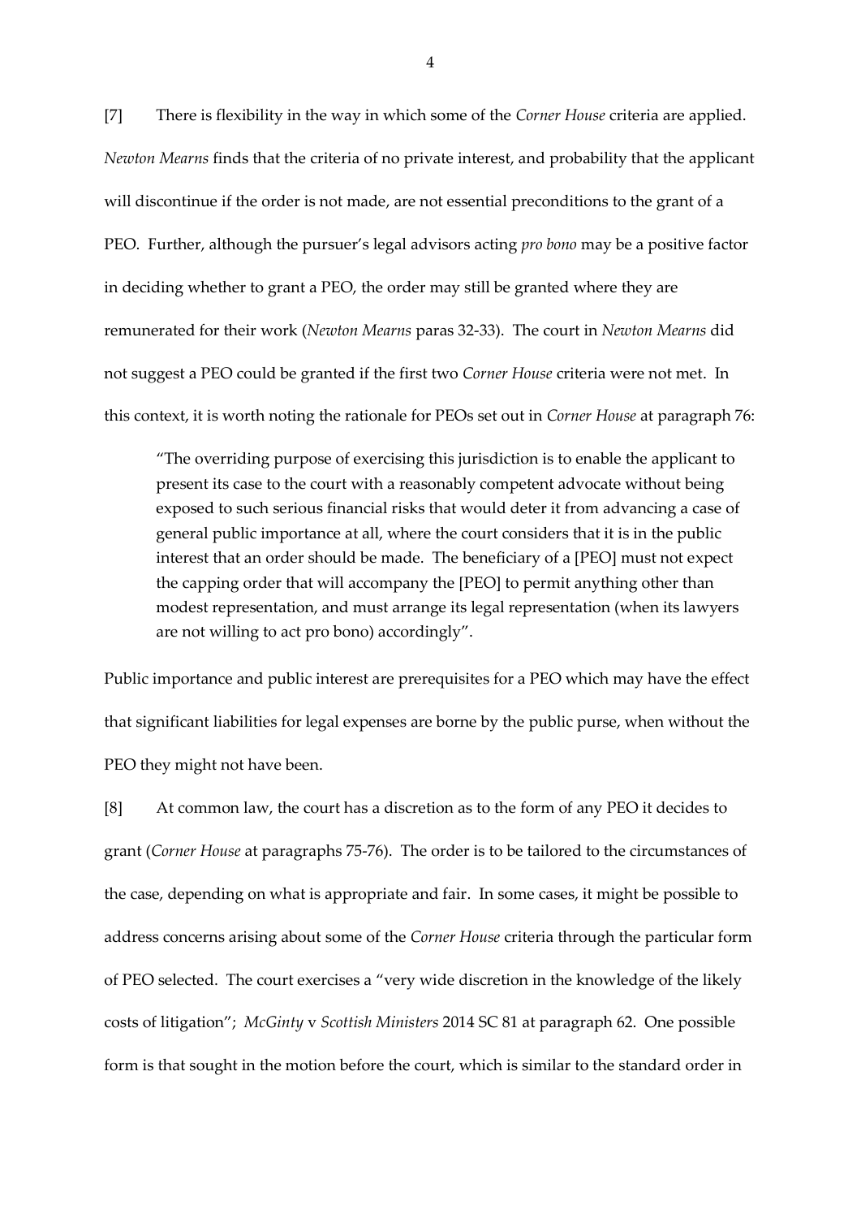[7] There is flexibility in the way in which some of the *Corner House* criteria are applied. *Newton Mearns* finds that the criteria of no private interest, and probability that the applicant will discontinue if the order is not made, are not essential preconditions to the grant of a PEO. Further, although the pursuer's legal advisors acting *pro bono* may be a positive factor in deciding whether to grant a PEO, the order may still be granted where they are remunerated for their work (*Newton Mearns* paras 32-33). The court in *Newton Mearns* did not suggest a PEO could be granted if the first two *Corner House* criteria were not met. In this context, it is worth noting the rationale for PEOs set out in *Corner House* at paragraph 76:

> "The overriding purpose of exercising this jurisdiction is to enable the applicant to present its case to the court with a reasonably competent advocate without being exposed to such serious financial risks that would deter it from advancing a case of general public importance at all, where the court considers that it is in the public interest that an order should be made. The beneficiary of a [PEO] must not expect the capping order that will accompany the [PEO] to permit anything other than modest representation, and must arrange its legal representation (when its lawyers are not willing to act pro bono) accordingly".

Public importance and public interest are prerequisites for a PEO which may have the effect that significant liabilities for legal expenses are borne by the public purse, when without the PEO they might not have been.

[8] At common law, the court has a discretion as to the form of any PEO it decides to grant (*Corner House* at paragraphs 75-76). The order is to be tailored to the circumstances of the case, depending on what is appropriate and fair. In some cases, it might be possible to address concerns arising about some of the *Corner House* criteria through the particular form of PEO selected. The court exercises a "very wide discretion in the knowledge of the likely costs of litigation"; *McGinty* v *Scottish Ministers* 2014 SC 81 at paragraph 62. One possible form is that sought in the motion before the court, which is similar to the standard order in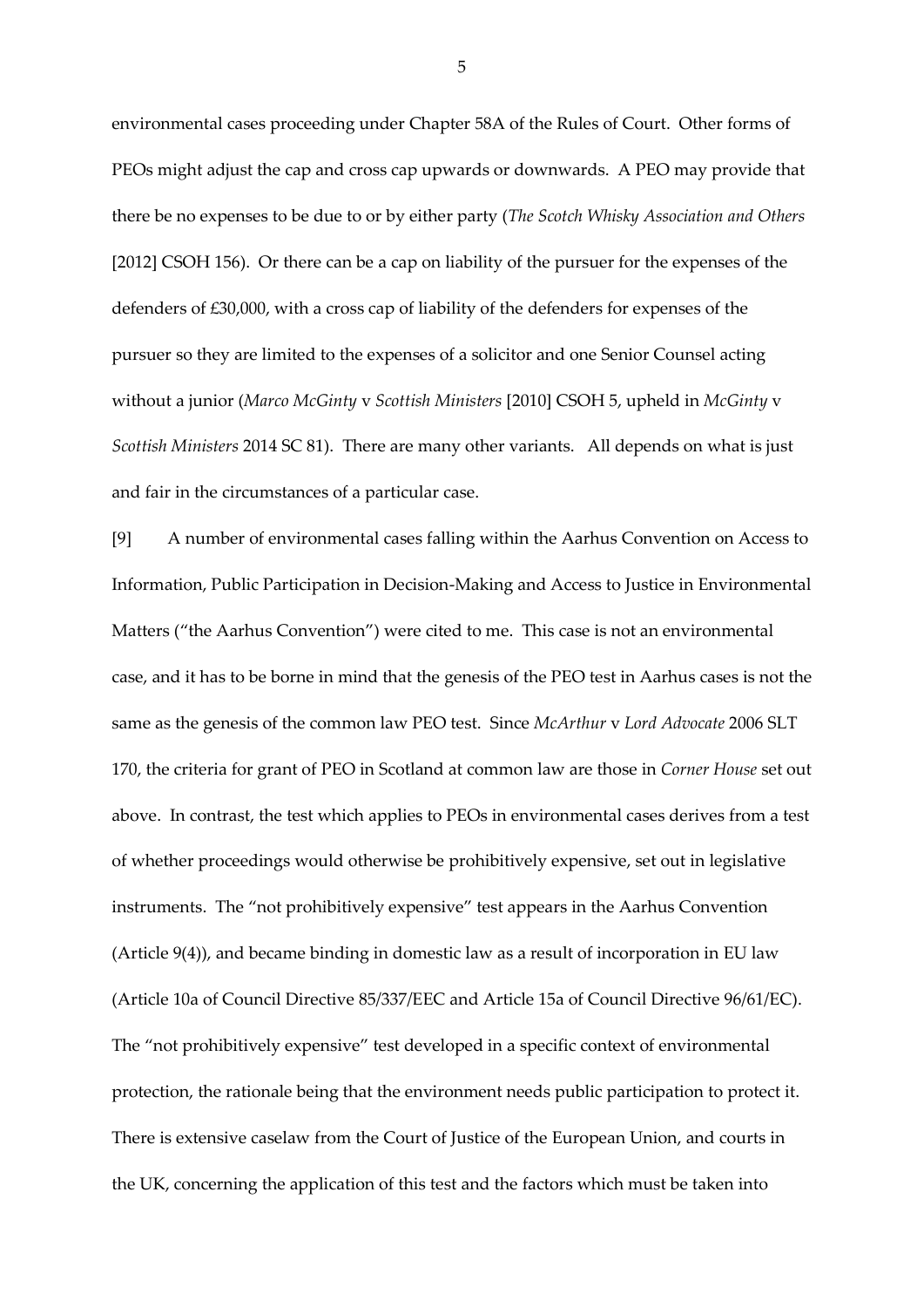environmental cases proceeding under Chapter 58A of the Rules of Court. Other forms of PEOs might adjust the cap and cross cap upwards or downwards. A PEO may provide that there be no expenses to be due to or by either party (*The Scotch Whisky Association and Others* [2012] CSOH 156). Or there can be a cap on liability of the pursuer for the expenses of the defenders of £30,000, with a cross cap of liability of the defenders for expenses of the pursuer so they are limited to the expenses of a solicitor and one Senior Counsel acting without a junior (*Marco McGinty* v *Scottish Ministers* [2010] CSOH 5, upheld in *McGinty* v *Scottish Ministers* 2014 SC 81). There are many other variants. All depends on what is just and fair in the circumstances of a particular case.

[9] A number of environmental cases falling within the Aarhus Convention on Access to Information, Public Participation in Decision-Making and Access to Justice in Environmental Matters ("the Aarhus Convention") were cited to me. This case is not an environmental case, and it has to be borne in mind that the genesis of the PEO test in Aarhus cases is not the same as the genesis of the common law PEO test. Since *McArthur* v *Lord Advocate* 2006 SLT 170, the criteria for grant of PEO in Scotland at common law are those in *Corner House* set out above. In contrast, the test which applies to PEOs in environmental cases derives from a test of whether proceedings would otherwise be prohibitively expensive, set out in legislative instruments. The "not prohibitively expensive" test appears in the Aarhus Convention (Article 9(4)), and became binding in domestic law as a result of incorporation in EU law (Article 10a of Council Directive 85/337/EEC and Article 15a of Council Directive 96/61/EC). The "not prohibitively expensive" test developed in a specific context of environmental protection, the rationale being that the environment needs public participation to protect it. There is extensive caselaw from the Court of Justice of the European Union, and courts in the UK, concerning the application of this test and the factors which must be taken into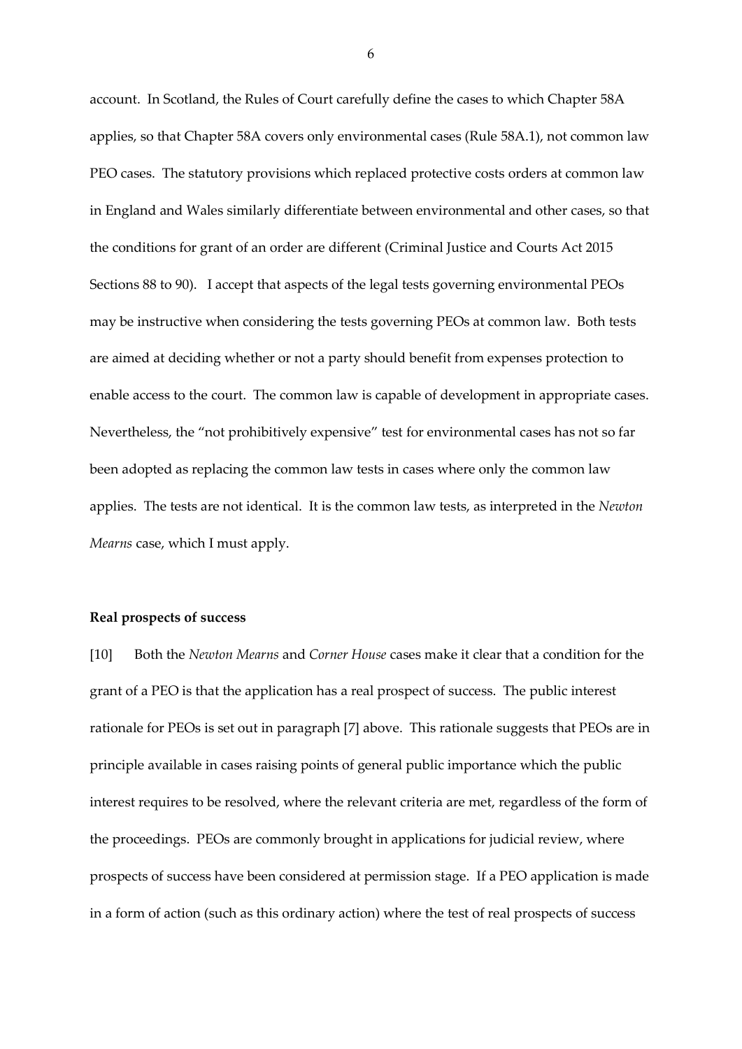account. In Scotland, the Rules of Court carefully define the cases to which Chapter 58A applies, so that Chapter 58A covers only environmental cases (Rule 58A.1), not common law PEO cases. The statutory provisions which replaced protective costs orders at common law in England and Wales similarly differentiate between environmental and other cases, so that the conditions for grant of an order are different (Criminal Justice and Courts Act 2015 Sections 88 to 90). I accept that aspects of the legal tests governing environmental PEOs may be instructive when considering the tests governing PEOs at common law. Both tests are aimed at deciding whether or not a party should benefit from expenses protection to enable access to the court. The common law is capable of development in appropriate cases. Nevertheless, the "not prohibitively expensive" test for environmental cases has not so far been adopted as replacing the common law tests in cases where only the common law applies. The tests are not identical. It is the common law tests, as interpreted in the *Newton Mearns* case, which I must apply.

**Real prospects of success**

[10] Both the *Newton Mearns* and *Corner House* cases make it clear that a condition for the grant of a PEO is that the application has a real prospect of success. The public interest rationale for PEOs is set out in paragraph [7] above. This rationale suggests that PEOs are in principle available in cases raising points of general public importance which the public interest requires to be resolved, where the relevant criteria are met, regardless of the form of the proceedings. PEOs are commonly brought in applications for judicial review, where prospects of success have been considered at permission stage. If a PEO application is made in a form of action (such as this ordinary action) where the test of real prospects of success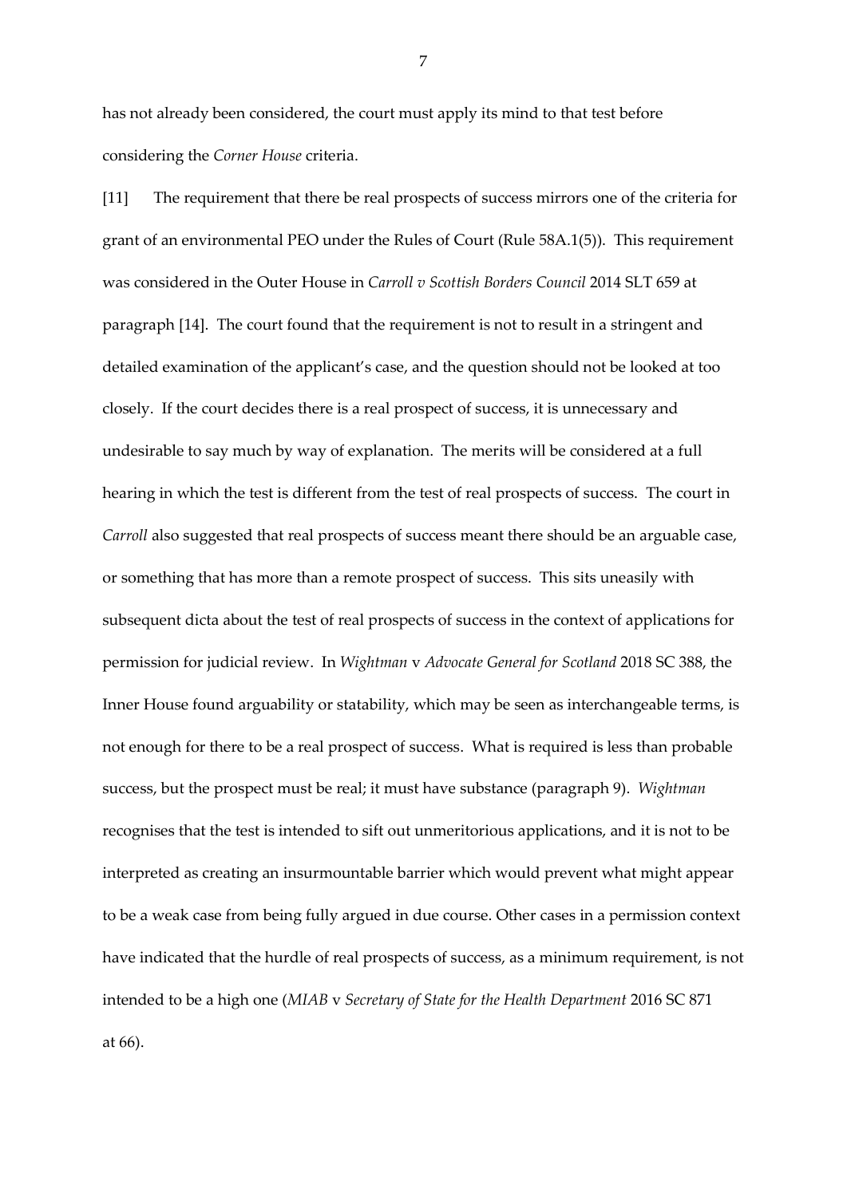has not already been considered, the court must apply its mind to that test before considering the *Corner House* criteria.

[11] The requirement that there be real prospects of success mirrors one of the criteria for grant of an environmental PEO under the Rules of Court (Rule 58A.1(5)). This requirement was considered in the Outer House in *Carroll v Scottish Borders Council* 2014 SLT 659 at paragraph [14]. The court found that the requirement is not to result in a stringent and detailed examination of the applicant's case, and the question should not be looked at too closely. If the court decides there is a real prospect of success, it is unnecessary and undesirable to say much by way of explanation. The merits will be considered at a full hearing in which the test is different from the test of real prospects of success. The court in *Carroll* also suggested that real prospects of success meant there should be an arguable case, or something that has more than a remote prospect of success. This sits uneasily with subsequent dicta about the test of real prospects of success in the context of applications for permission for judicial review. In *Wightman* v *Advocate General for Scotland* 2018 SC 388, the Inner House found arguability or statability, which may be seen as interchangeable terms, is not enough for there to be a real prospect of success. What is required is less than probable success, but the prospect must be real; it must have substance (paragraph 9). *Wightman* recognises that the test is intended to sift out unmeritorious applications, and it is not to be interpreted as creating an insurmountable barrier which would prevent what might appear to be a weak case from being fully argued in due course. Other cases in a permission context have indicated that the hurdle of real prospects of success, as a minimum requirement, is not intended to be a high one (*MIAB* v *Secretary of State for the Health Department* 2016 SC 871 at 66).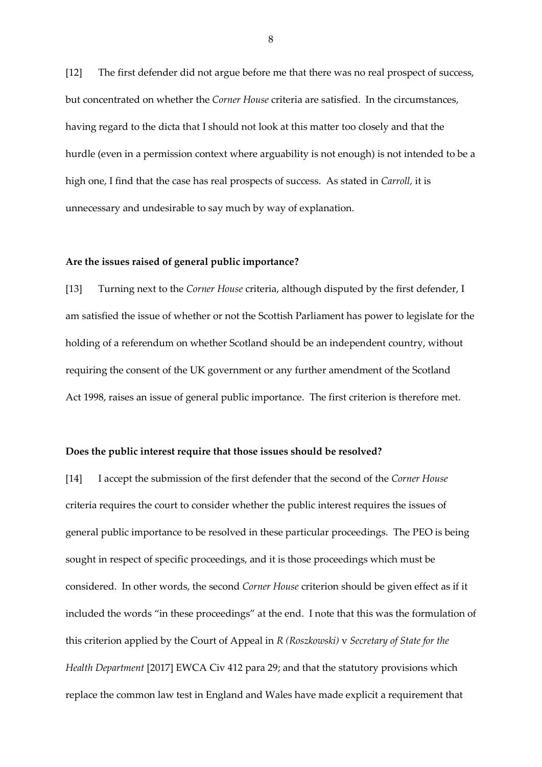[12] The first defender did not argue before me that there was no real prospect of success, but concentrated on whether the *Corner House* criteria are satisfied. In the circumstances, having regard to the dicta that I should not look at this matter too closely and that the hurdle (even in a permission context where arguability is not enough) is not intended to be a high one, I find that the case has real prospects of success. As stated in *Carroll,* it is unnecessary and undesirable to say much by way of explanation.

**Are the issues raised of general public importance?**

[13] Turning next to the *Corner House* criteria, although disputed by the first defender, I am satisfied the issue of whether or not the Scottish Parliament has power to legislate for the holding of a referendum on whether Scotland should be an independent country, without requiring the consent of the UK government or any further amendment of the Scotland Act 1998, raises an issue of general public importance. The first criterion is therefore met.

**Does the public interest require that those issues should be resolved?**

[14] I accept the submission of the first defender that the second of the *Corner House* criteria requires the court to consider whether the public interest requires the issues of general public importance to be resolved in these particular proceedings. The PEO is being sought in respect of specific proceedings, and it is those proceedings which must be considered. In other words, the second *Corner House* criterion should be given effect as if it included the words "in these proceedings" at the end. I note that this was the formulation of this criterion applied by the Court of Appeal in *R (Roszkowski)* v *Secretary of State for the Health Department* [2017] EWCA Civ 412 para 29; and that the statutory provisions which replace the common law test in England and Wales have made explicit a requirement that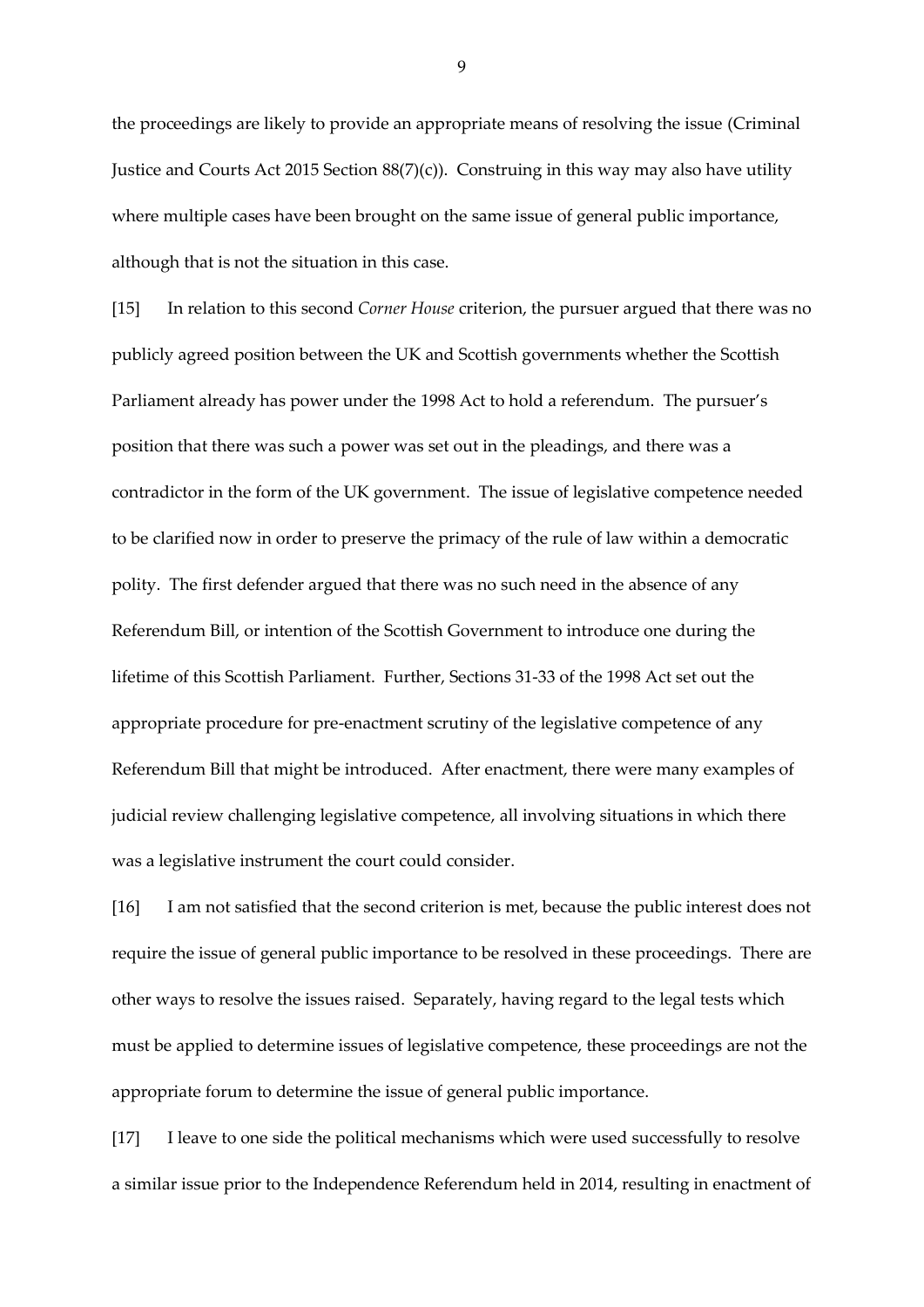the proceedings are likely to provide an appropriate means of resolving the issue (Criminal Justice and Courts Act 2015 Section 88(7)(c)). Construing in this way may also have utility where multiple cases have been brought on the same issue of general public importance, although that is not the situation in this case.

[15] In relation to this second *Corner House* criterion, the pursuer argued that there was no publicly agreed position between the UK and Scottish governments whether the Scottish Parliament already has power under the 1998 Act to hold a referendum. The pursuer's position that there was such a power was set out in the pleadings, and there was a contradictor in the form of the UK government. The issue of legislative competence needed to be clarified now in order to preserve the primacy of the rule of law within a democratic polity. The first defender argued that there was no such need in the absence of any Referendum Bill, or intention of the Scottish Government to introduce one during the lifetime of this Scottish Parliament. Further, Sections 31-33 of the 1998 Act set out the appropriate procedure for pre-enactment scrutiny of the legislative competence of any Referendum Bill that might be introduced. After enactment, there were many examples of judicial review challenging legislative competence, all involving situations in which there was a legislative instrument the court could consider.

[16] I am not satisfied that the second criterion is met, because the public interest does not require the issue of general public importance to be resolved in these proceedings. There are other ways to resolve the issues raised. Separately, having regard to the legal tests which must be applied to determine issues of legislative competence, these proceedings are not the appropriate forum to determine the issue of general public importance.

[17] I leave to one side the political mechanisms which were used successfully to resolve a similar issue prior to the Independence Referendum held in 2014, resulting in enactment of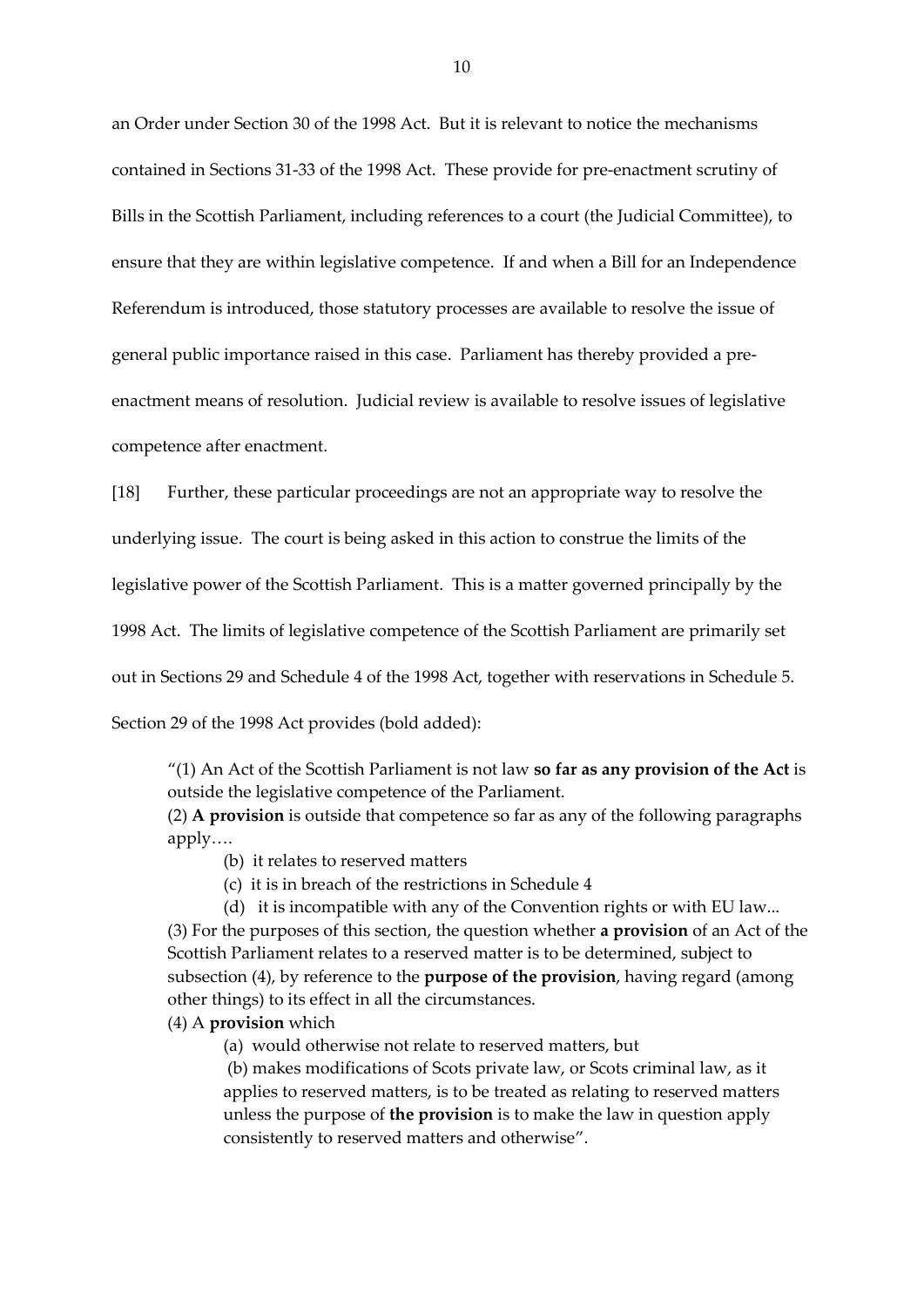an Order under Section 30 of the 1998 Act. But it is relevant to notice the mechanisms contained in Sections 31-33 of the 1998 Act. These provide for pre-enactment scrutiny of Bills in the Scottish Parliament, including references to a court (the Judicial Committee), to ensure that they are within legislative competence. If and when a Bill for an Independence Referendum is introduced, those statutory processes are available to resolve the issue of general public importance raised in this case. Parliament has thereby provided a pre-enactment means of resolution. Judicial review is available to resolve issues of legislative competence after enactment.

[18] Further, these particular proceedings are not an appropriate way to resolve the underlying issue. The court is being asked in this action to construe the limits of the legislative power of the Scottish Parliament. This is a matter governed principally by the 1998 Act. The limits of legislative competence of the Scottish Parliament are primarily set out in Sections 29 and Schedule 4 of the 1998 Act, together with reservations in Schedule 5. Section 29 of the 1998 Act provides (bold added):

> "(1) An Act of the Scottish Parliament is not law **so far as any provision of the Act** is outside the legislative competence of the Parliament.
> (2) **A provision** is outside that competence so far as any of the following paragraphs apply….
>
> > (b) it relates to reserved matters
> > (c) it is in breach of the restrictions in Schedule 4
> > (d) it is incompatible with any of the Convention rights or with EU law...
>
> (3) For the purposes of this section, the question whether **a provision** of an Act of the Scottish Parliament relates to a reserved matter is to be determined, subject to subsection (4), by reference to the **purpose of the provision**, having regard (among other things) to its effect in all the circumstances.
> (4) A **provision** which
>
> > (a) would otherwise not relate to reserved matters, but
> > (b) makes modifications of Scots private law, or Scots criminal law, as it applies to reserved matters, is to be treated as relating to reserved matters unless the purpose of **the provision** is to make the law in question apply consistently to reserved matters and otherwise".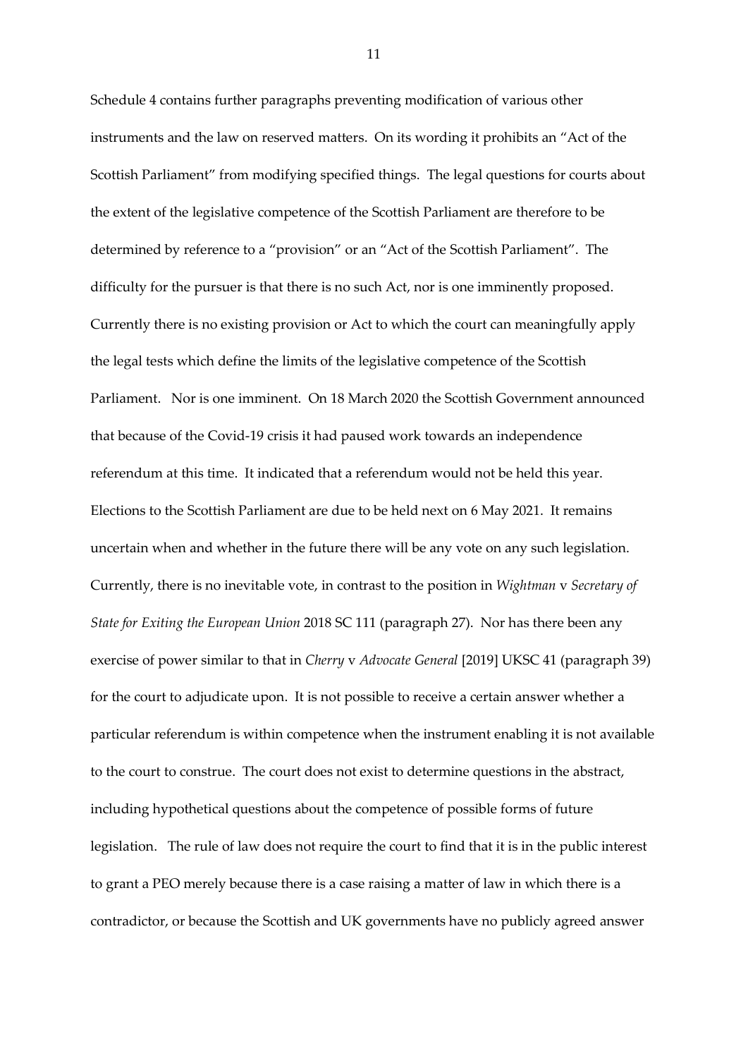Schedule 4 contains further paragraphs preventing modification of various other instruments and the law on reserved matters. On its wording it prohibits an "Act of the Scottish Parliament" from modifying specified things. The legal questions for courts about the extent of the legislative competence of the Scottish Parliament are therefore to be determined by reference to a "provision" or an "Act of the Scottish Parliament". The difficulty for the pursuer is that there is no such Act, nor is one imminently proposed. Currently there is no existing provision or Act to which the court can meaningfully apply the legal tests which define the limits of the legislative competence of the Scottish Parliament. Nor is one imminent. On 18 March 2020 the Scottish Government announced that because of the Covid-19 crisis it had paused work towards an independence referendum at this time. It indicated that a referendum would not be held this year. Elections to the Scottish Parliament are due to be held next on 6 May 2021. It remains uncertain when and whether in the future there will be any vote on any such legislation. Currently, there is no inevitable vote, in contrast to the position in *Wightman* v *Secretary of State for Exiting the European Union* 2018 SC 111 (paragraph 27). Nor has there been any exercise of power similar to that in *Cherry* v *Advocate General* [2019] UKSC 41 (paragraph 39) for the court to adjudicate upon. It is not possible to receive a certain answer whether a particular referendum is within competence when the instrument enabling it is not available to the court to construe. The court does not exist to determine questions in the abstract, including hypothetical questions about the competence of possible forms of future legislation. The rule of law does not require the court to find that it is in the public interest to grant a PEO merely because there is a case raising a matter of law in which there is a contradictor, or because the Scottish and UK governments have no publicly agreed answer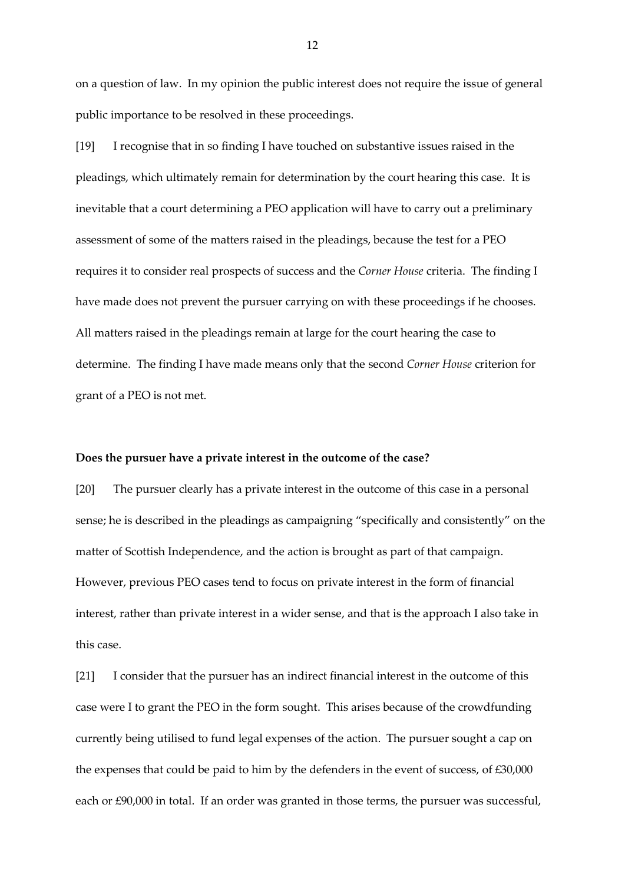on a question of law. In my opinion the public interest does not require the issue of general public importance to be resolved in these proceedings.

[19] I recognise that in so finding I have touched on substantive issues raised in the pleadings, which ultimately remain for determination by the court hearing this case. It is inevitable that a court determining a PEO application will have to carry out a preliminary assessment of some of the matters raised in the pleadings, because the test for a PEO requires it to consider real prospects of success and the *Corner House* criteria. The finding I have made does not prevent the pursuer carrying on with these proceedings if he chooses. All matters raised in the pleadings remain at large for the court hearing the case to determine. The finding I have made means only that the second *Corner House* criterion for grant of a PEO is not met.

**Does the pursuer have a private interest in the outcome of the case?**

[20] The pursuer clearly has a private interest in the outcome of this case in a personal sense; he is described in the pleadings as campaigning "specifically and consistently" on the matter of Scottish Independence, and the action is brought as part of that campaign. However, previous PEO cases tend to focus on private interest in the form of financial interest, rather than private interest in a wider sense, and that is the approach I also take in this case.

[21] I consider that the pursuer has an indirect financial interest in the outcome of this case were I to grant the PEO in the form sought. This arises because of the crowdfunding currently being utilised to fund legal expenses of the action. The pursuer sought a cap on the expenses that could be paid to him by the defenders in the event of success, of £30,000 each or £90,000 in total. If an order was granted in those terms, the pursuer was successful,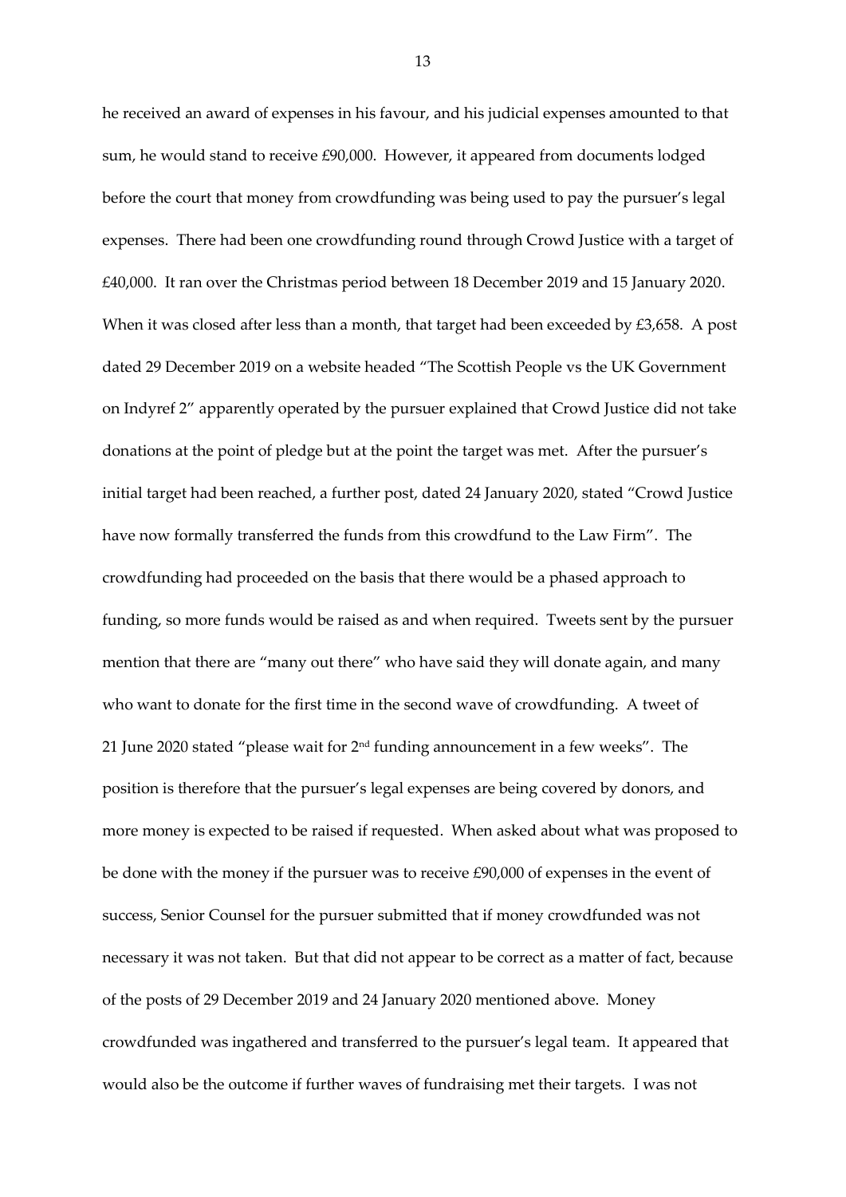he received an award of expenses in his favour, and his judicial expenses amounted to that sum, he would stand to receive £90,000. However, it appeared from documents lodged before the court that money from crowdfunding was being used to pay the pursuer's legal expenses. There had been one crowdfunding round through Crowd Justice with a target of £40,000. It ran over the Christmas period between 18 December 2019 and 15 January 2020. When it was closed after less than a month, that target had been exceeded by £3,658. A post dated 29 December 2019 on a website headed "The Scottish People vs the UK Government on Indyref 2" apparently operated by the pursuer explained that Crowd Justice did not take donations at the point of pledge but at the point the target was met. After the pursuer's initial target had been reached, a further post, dated 24 January 2020, stated "Crowd Justice have now formally transferred the funds from this crowdfund to the Law Firm". The crowdfunding had proceeded on the basis that there would be a phased approach to funding, so more funds would be raised as and when required. Tweets sent by the pursuer mention that there are "many out there" who have said they will donate again, and many who want to donate for the first time in the second wave of crowdfunding. A tweet of 21 June 2020 stated "please wait for 2nd funding announcement in a few weeks". The position is therefore that the pursuer's legal expenses are being covered by donors, and more money is expected to be raised if requested. When asked about what was proposed to be done with the money if the pursuer was to receive £90,000 of expenses in the event of success, Senior Counsel for the pursuer submitted that if money crowdfunded was not necessary it was not taken. But that did not appear to be correct as a matter of fact, because of the posts of 29 December 2019 and 24 January 2020 mentioned above. Money crowdfunded was ingathered and transferred to the pursuer's legal team. It appeared that would also be the outcome if further waves of fundraising met their targets. I was not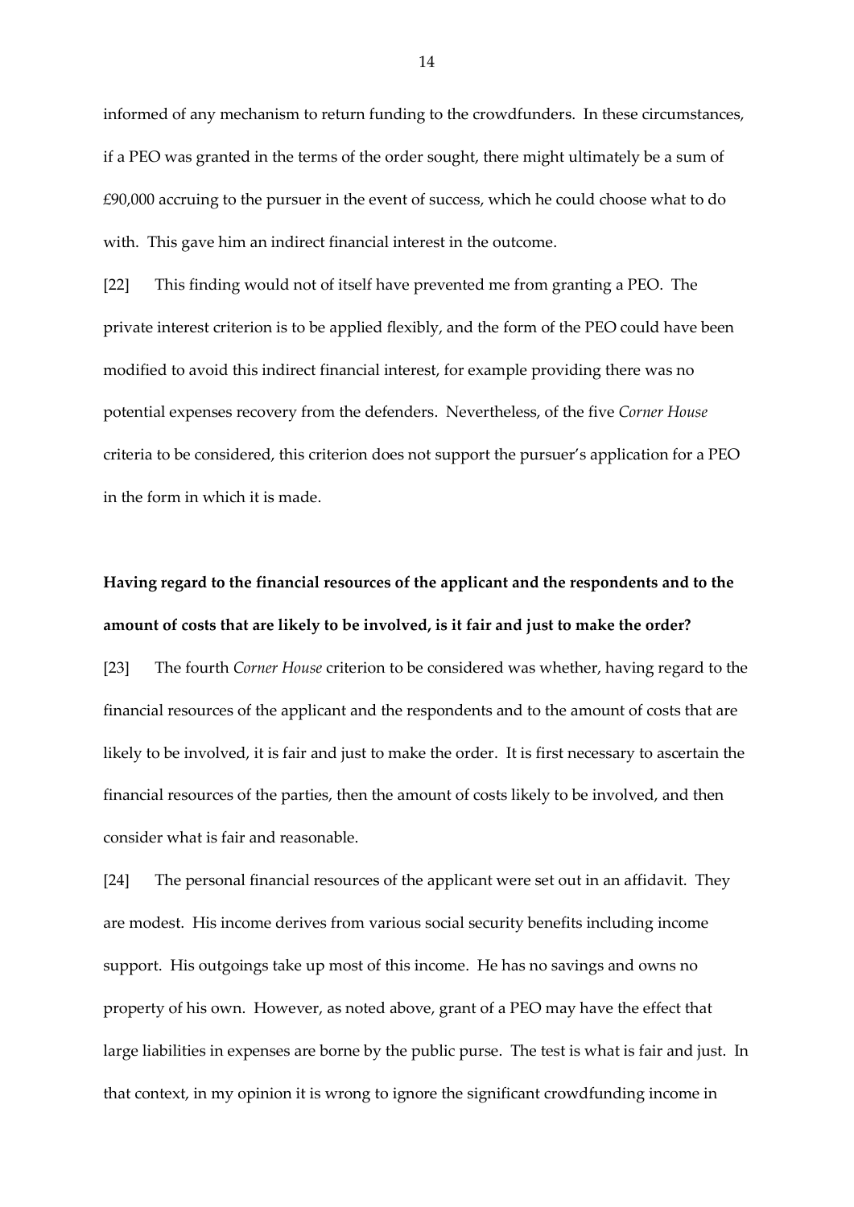informed of any mechanism to return funding to the crowdfunders. In these circumstances, if a PEO was granted in the terms of the order sought, there might ultimately be a sum of £90,000 accruing to the pursuer in the event of success, which he could choose what to do with. This gave him an indirect financial interest in the outcome.

[22] This finding would not of itself have prevented me from granting a PEO. The private interest criterion is to be applied flexibly, and the form of the PEO could have been modified to avoid this indirect financial interest, for example providing there was no potential expenses recovery from the defenders. Nevertheless, of the five *Corner House* criteria to be considered, this criterion does not support the pursuer's application for a PEO in the form in which it is made.

**Having regard to the financial resources of the applicant and the respondents and to the amount of costs that are likely to be involved, is it fair and just to make the order?**

[23] The fourth *Corner House* criterion to be considered was whether, having regard to the financial resources of the applicant and the respondents and to the amount of costs that are likely to be involved, it is fair and just to make the order. It is first necessary to ascertain the financial resources of the parties, then the amount of costs likely to be involved, and then consider what is fair and reasonable.

[24] The personal financial resources of the applicant were set out in an affidavit. They are modest. His income derives from various social security benefits including income support. His outgoings take up most of this income. He has no savings and owns no property of his own. However, as noted above, grant of a PEO may have the effect that large liabilities in expenses are borne by the public purse. The test is what is fair and just. In that context, in my opinion it is wrong to ignore the significant crowdfunding income in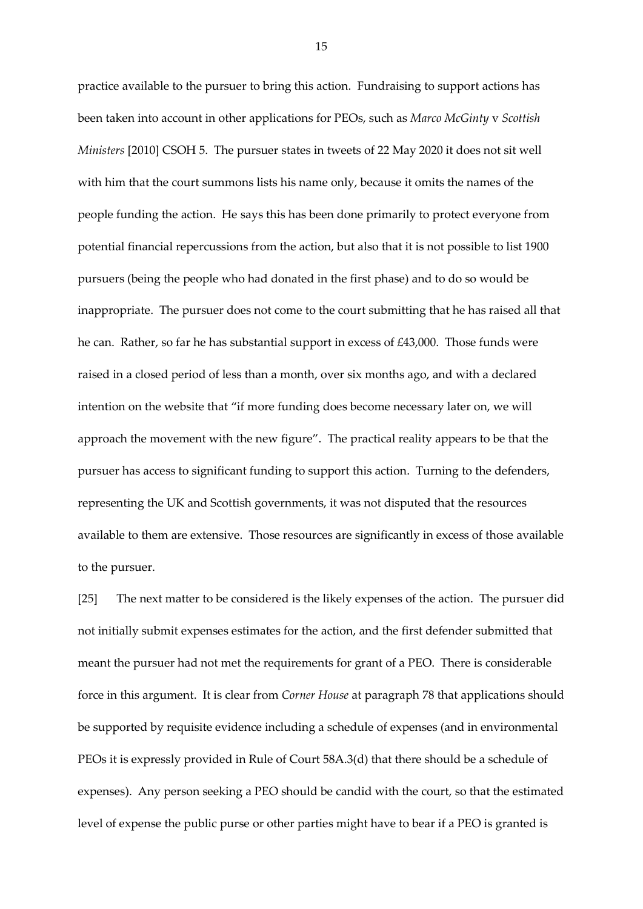practice available to the pursuer to bring this action. Fundraising to support actions has been taken into account in other applications for PEOs, such as *Marco McGinty* v *Scottish Ministers* [2010] CSOH 5. The pursuer states in tweets of 22 May 2020 it does not sit well with him that the court summons lists his name only, because it omits the names of the people funding the action. He says this has been done primarily to protect everyone from potential financial repercussions from the action, but also that it is not possible to list 1900 pursuers (being the people who had donated in the first phase) and to do so would be inappropriate. The pursuer does not come to the court submitting that he has raised all that he can. Rather, so far he has substantial support in excess of £43,000. Those funds were raised in a closed period of less than a month, over six months ago, and with a declared intention on the website that "if more funding does become necessary later on, we will approach the movement with the new figure". The practical reality appears to be that the pursuer has access to significant funding to support this action. Turning to the defenders, representing the UK and Scottish governments, it was not disputed that the resources available to them are extensive. Those resources are significantly in excess of those available to the pursuer.

[25] The next matter to be considered is the likely expenses of the action. The pursuer did not initially submit expenses estimates for the action, and the first defender submitted that meant the pursuer had not met the requirements for grant of a PEO. There is considerable force in this argument. It is clear from *Corner House* at paragraph 78 that applications should be supported by requisite evidence including a schedule of expenses (and in environmental PEOs it is expressly provided in Rule of Court 58A.3(d) that there should be a schedule of expenses). Any person seeking a PEO should be candid with the court, so that the estimated level of expense the public purse or other parties might have to bear if a PEO is granted is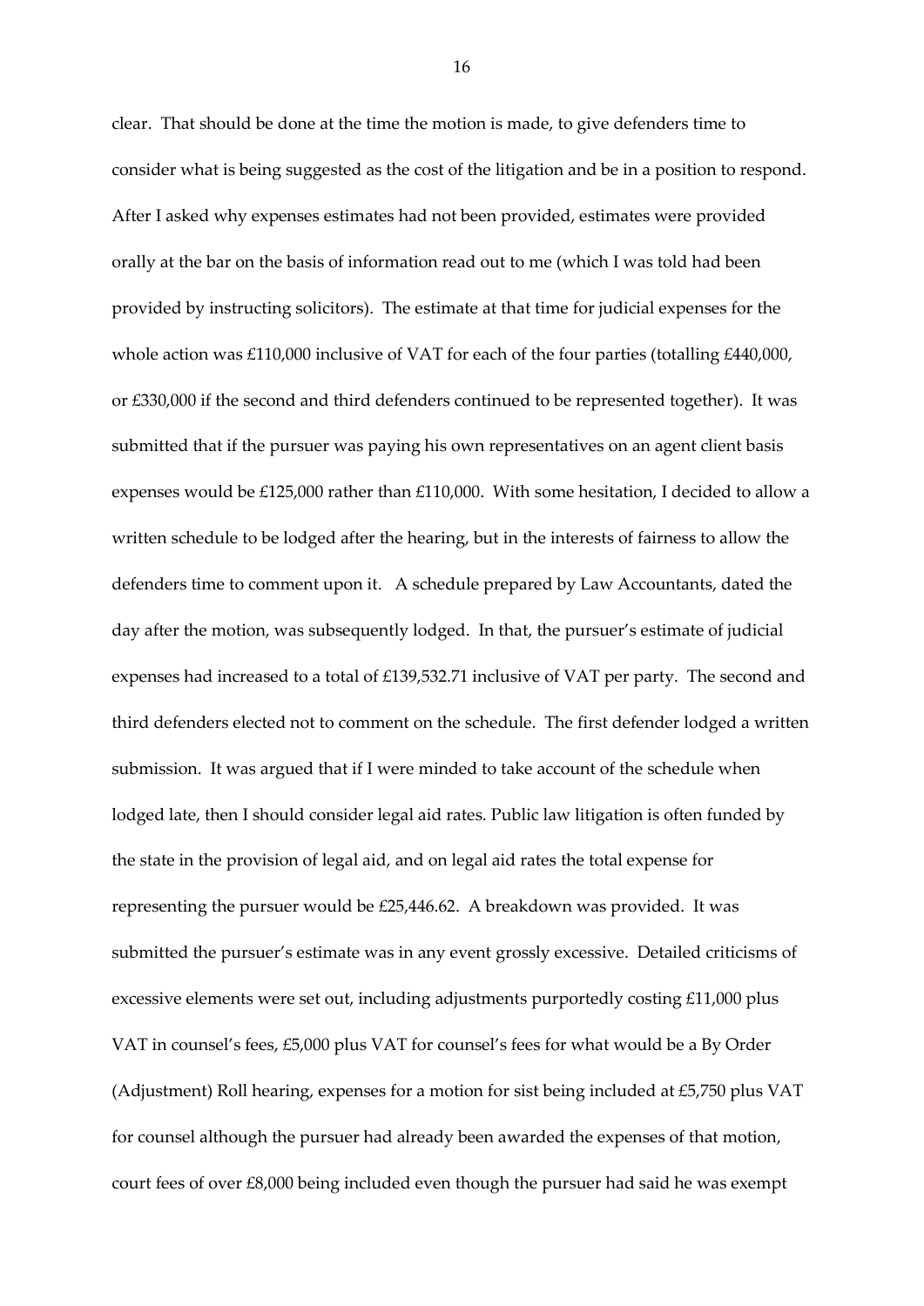clear. That should be done at the time the motion is made, to give defenders time to consider what is being suggested as the cost of the litigation and be in a position to respond. After I asked why expenses estimates had not been provided, estimates were provided orally at the bar on the basis of information read out to me (which I was told had been provided by instructing solicitors). The estimate at that time for judicial expenses for the whole action was £110,000 inclusive of VAT for each of the four parties (totalling £440,000, or £330,000 if the second and third defenders continued to be represented together). It was submitted that if the pursuer was paying his own representatives on an agent client basis expenses would be £125,000 rather than £110,000. With some hesitation, I decided to allow a written schedule to be lodged after the hearing, but in the interests of fairness to allow the defenders time to comment upon it. A schedule prepared by Law Accountants, dated the day after the motion, was subsequently lodged. In that, the pursuer's estimate of judicial expenses had increased to a total of £139,532.71 inclusive of VAT per party. The second and third defenders elected not to comment on the schedule. The first defender lodged a written submission. It was argued that if I were minded to take account of the schedule when lodged late, then I should consider legal aid rates. Public law litigation is often funded by the state in the provision of legal aid, and on legal aid rates the total expense for representing the pursuer would be £25,446.62. A breakdown was provided. It was submitted the pursuer's estimate was in any event grossly excessive. Detailed criticisms of excessive elements were set out, including adjustments purportedly costing £11,000 plus VAT in counsel's fees, £5,000 plus VAT for counsel's fees for what would be a By Order (Adjustment) Roll hearing, expenses for a motion for sist being included at £5,750 plus VAT for counsel although the pursuer had already been awarded the expenses of that motion, court fees of over £8,000 being included even though the pursuer had said he was exempt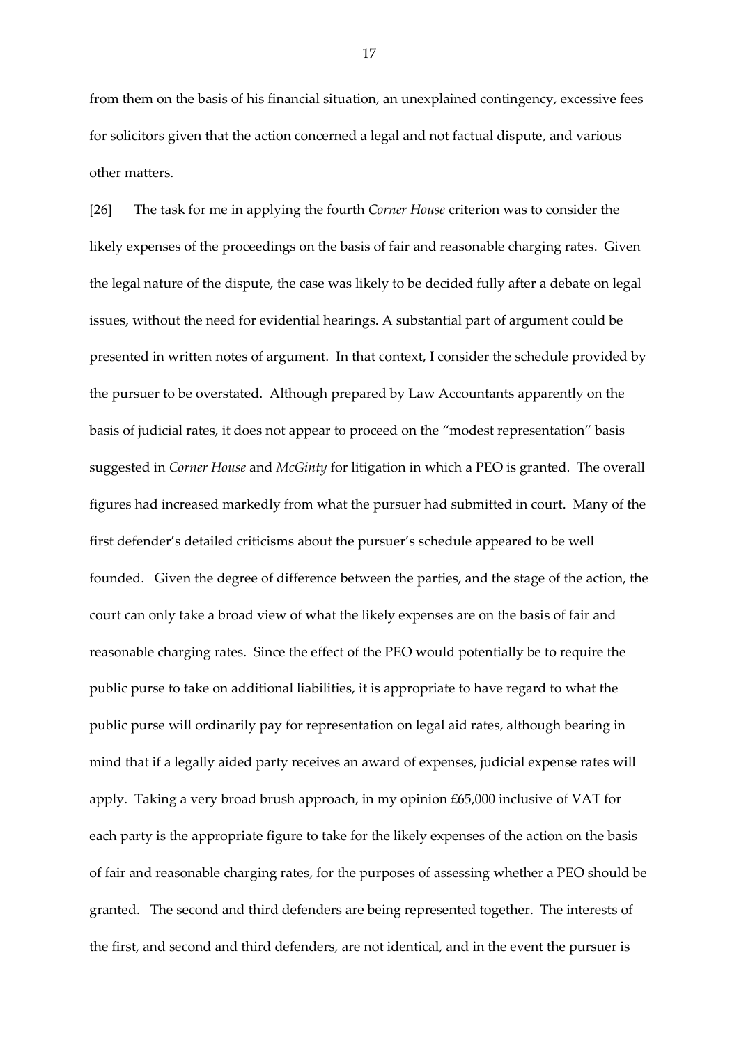from them on the basis of his financial situation, an unexplained contingency, excessive fees for solicitors given that the action concerned a legal and not factual dispute, and various other matters.

[26] The task for me in applying the fourth *Corner House* criterion was to consider the likely expenses of the proceedings on the basis of fair and reasonable charging rates. Given the legal nature of the dispute, the case was likely to be decided fully after a debate on legal issues, without the need for evidential hearings. A substantial part of argument could be presented in written notes of argument. In that context, I consider the schedule provided by the pursuer to be overstated. Although prepared by Law Accountants apparently on the basis of judicial rates, it does not appear to proceed on the "modest representation" basis suggested in *Corner House* and *McGinty* for litigation in which a PEO is granted. The overall figures had increased markedly from what the pursuer had submitted in court. Many of the first defender's detailed criticisms about the pursuer's schedule appeared to be well founded. Given the degree of difference between the parties, and the stage of the action, the court can only take a broad view of what the likely expenses are on the basis of fair and reasonable charging rates. Since the effect of the PEO would potentially be to require the public purse to take on additional liabilities, it is appropriate to have regard to what the public purse will ordinarily pay for representation on legal aid rates, although bearing in mind that if a legally aided party receives an award of expenses, judicial expense rates will apply. Taking a very broad brush approach, in my opinion £65,000 inclusive of VAT for each party is the appropriate figure to take for the likely expenses of the action on the basis of fair and reasonable charging rates, for the purposes of assessing whether a PEO should be granted. The second and third defenders are being represented together. The interests of the first, and second and third defenders, are not identical, and in the event the pursuer is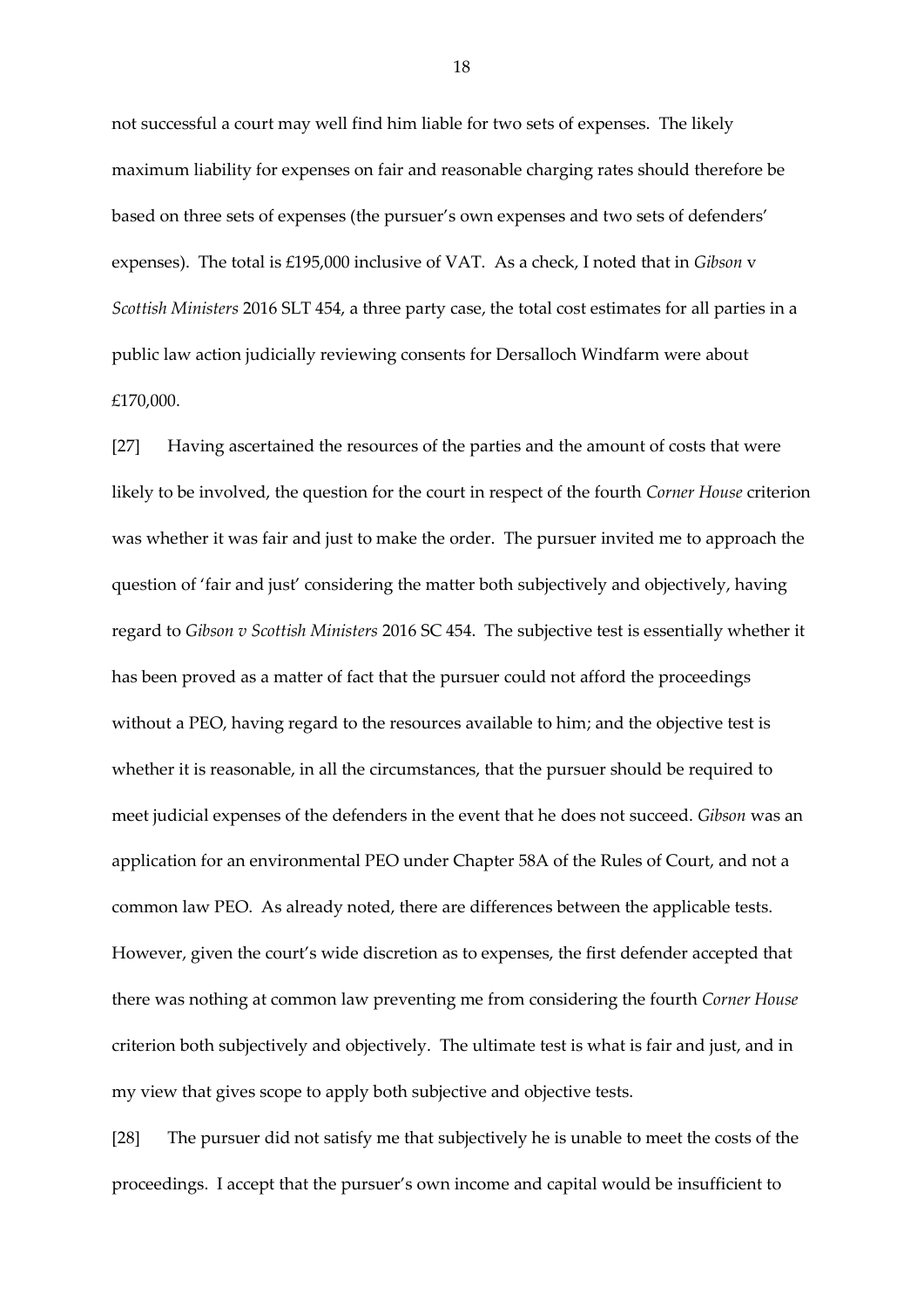not successful a court may well find him liable for two sets of expenses. The likely maximum liability for expenses on fair and reasonable charging rates should therefore be based on three sets of expenses (the pursuer's own expenses and two sets of defenders' expenses). The total is £195,000 inclusive of VAT. As a check, I noted that in *Gibson* v *Scottish Ministers* 2016 SLT 454, a three party case, the total cost estimates for all parties in a public law action judicially reviewing consents for Dersalloch Windfarm were about £170,000.

[27] Having ascertained the resources of the parties and the amount of costs that were likely to be involved, the question for the court in respect of the fourth *Corner House* criterion was whether it was fair and just to make the order. The pursuer invited me to approach the question of 'fair and just' considering the matter both subjectively and objectively, having regard to *Gibson v Scottish Ministers* 2016 SC 454. The subjective test is essentially whether it has been proved as a matter of fact that the pursuer could not afford the proceedings without a PEO, having regard to the resources available to him; and the objective test is whether it is reasonable, in all the circumstances, that the pursuer should be required to meet judicial expenses of the defenders in the event that he does not succeed. *Gibson* was an application for an environmental PEO under Chapter 58A of the Rules of Court, and not a common law PEO. As already noted, there are differences between the applicable tests. However, given the court's wide discretion as to expenses, the first defender accepted that there was nothing at common law preventing me from considering the fourth *Corner House* criterion both subjectively and objectively. The ultimate test is what is fair and just, and in my view that gives scope to apply both subjective and objective tests.

[28] The pursuer did not satisfy me that subjectively he is unable to meet the costs of the proceedings. I accept that the pursuer's own income and capital would be insufficient to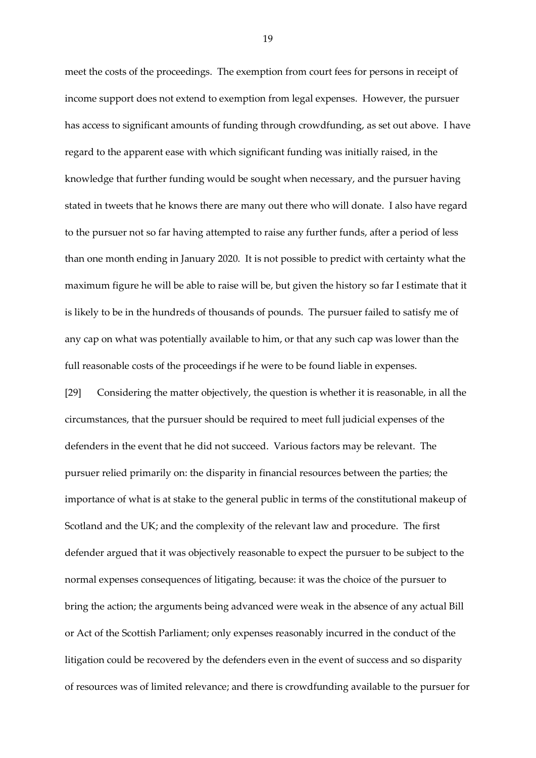meet the costs of the proceedings. The exemption from court fees for persons in receipt of income support does not extend to exemption from legal expenses. However, the pursuer has access to significant amounts of funding through crowdfunding, as set out above. I have regard to the apparent ease with which significant funding was initially raised, in the knowledge that further funding would be sought when necessary, and the pursuer having stated in tweets that he knows there are many out there who will donate. I also have regard to the pursuer not so far having attempted to raise any further funds, after a period of less than one month ending in January 2020. It is not possible to predict with certainty what the maximum figure he will be able to raise will be, but given the history so far I estimate that it is likely to be in the hundreds of thousands of pounds. The pursuer failed to satisfy me of any cap on what was potentially available to him, or that any such cap was lower than the full reasonable costs of the proceedings if he were to be found liable in expenses.

[29] Considering the matter objectively, the question is whether it is reasonable, in all the circumstances, that the pursuer should be required to meet full judicial expenses of the defenders in the event that he did not succeed. Various factors may be relevant. The pursuer relied primarily on: the disparity in financial resources between the parties; the importance of what is at stake to the general public in terms of the constitutional makeup of Scotland and the UK; and the complexity of the relevant law and procedure. The first defender argued that it was objectively reasonable to expect the pursuer to be subject to the normal expenses consequences of litigating, because: it was the choice of the pursuer to bring the action; the arguments being advanced were weak in the absence of any actual Bill or Act of the Scottish Parliament; only expenses reasonably incurred in the conduct of the litigation could be recovered by the defenders even in the event of success and so disparity of resources was of limited relevance; and there is crowdfunding available to the pursuer for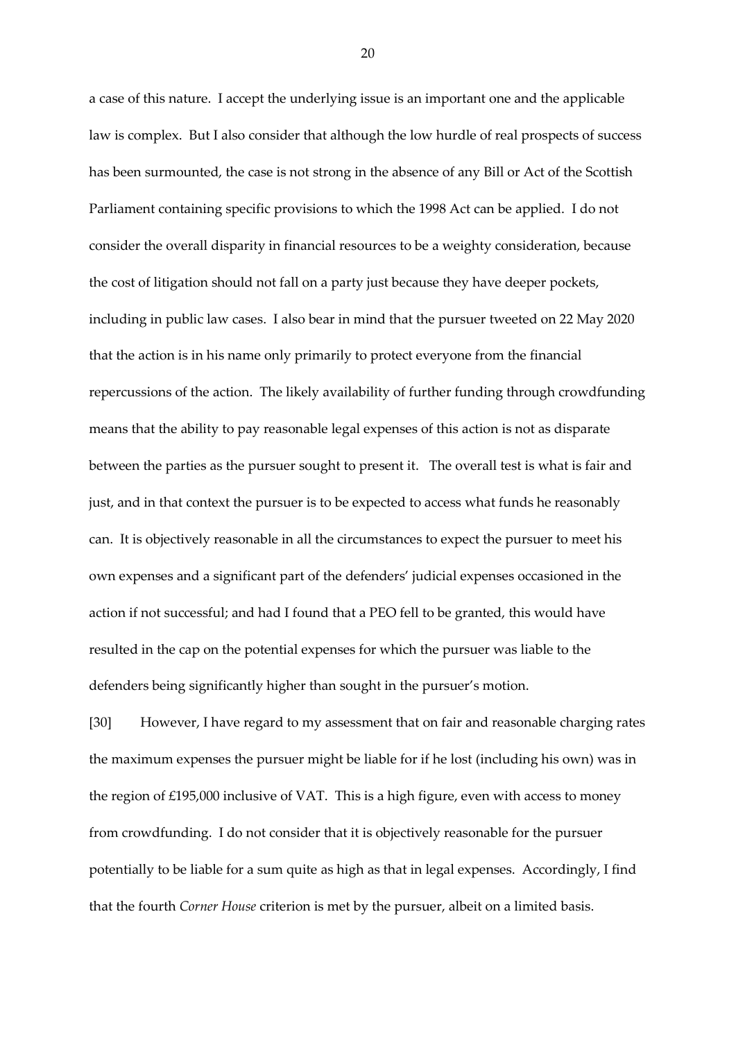a case of this nature. I accept the underlying issue is an important one and the applicable law is complex. But I also consider that although the low hurdle of real prospects of success has been surmounted, the case is not strong in the absence of any Bill or Act of the Scottish Parliament containing specific provisions to which the 1998 Act can be applied. I do not consider the overall disparity in financial resources to be a weighty consideration, because the cost of litigation should not fall on a party just because they have deeper pockets, including in public law cases. I also bear in mind that the pursuer tweeted on 22 May 2020 that the action is in his name only primarily to protect everyone from the financial repercussions of the action. The likely availability of further funding through crowdfunding means that the ability to pay reasonable legal expenses of this action is not as disparate between the parties as the pursuer sought to present it. The overall test is what is fair and just, and in that context the pursuer is to be expected to access what funds he reasonably can. It is objectively reasonable in all the circumstances to expect the pursuer to meet his own expenses and a significant part of the defenders' judicial expenses occasioned in the action if not successful; and had I found that a PEO fell to be granted, this would have resulted in the cap on the potential expenses for which the pursuer was liable to the defenders being significantly higher than sought in the pursuer's motion.

[30] However, I have regard to my assessment that on fair and reasonable charging rates the maximum expenses the pursuer might be liable for if he lost (including his own) was in the region of £195,000 inclusive of VAT. This is a high figure, even with access to money from crowdfunding. I do not consider that it is objectively reasonable for the pursuer potentially to be liable for a sum quite as high as that in legal expenses. Accordingly, I find that the fourth *Corner House* criterion is met by the pursuer, albeit on a limited basis.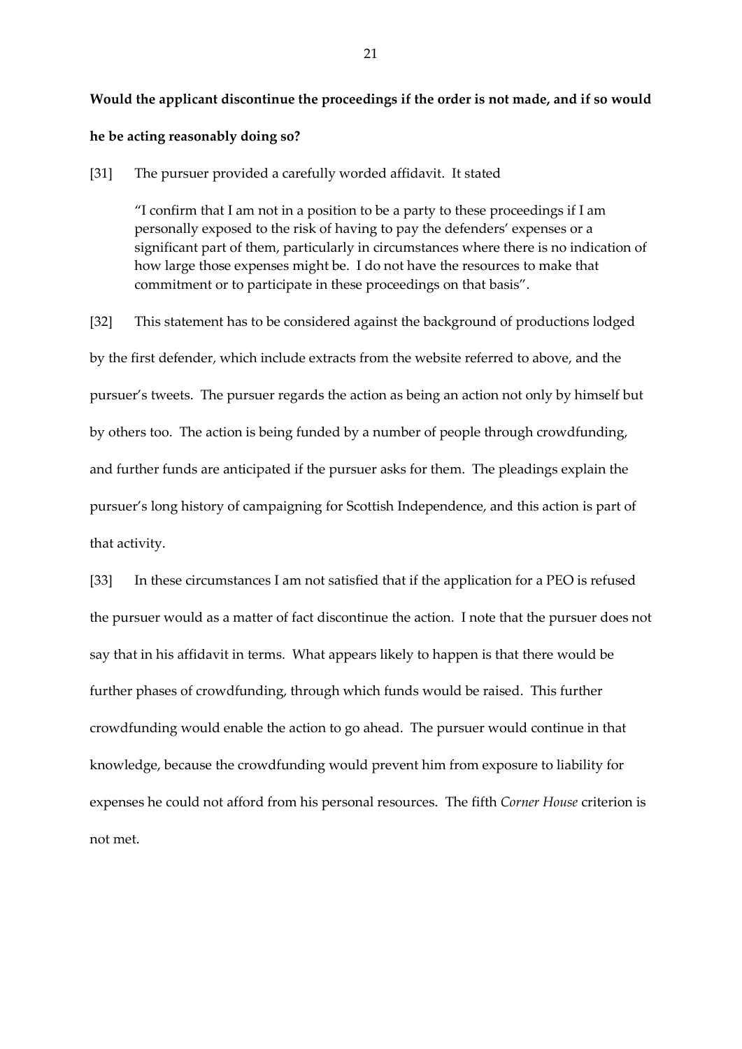**Would the applicant discontinue the proceedings if the order is not made, and if so would he be acting reasonably doing so?**

[31] The pursuer provided a carefully worded affidavit. It stated

> "I confirm that I am not in a position to be a party to these proceedings if I am personally exposed to the risk of having to pay the defenders' expenses or a significant part of them, particularly in circumstances where there is no indication of how large those expenses might be. I do not have the resources to make that commitment or to participate in these proceedings on that basis".

[32] This statement has to be considered against the background of productions lodged by the first defender, which include extracts from the website referred to above, and the pursuer's tweets. The pursuer regards the action as being an action not only by himself but by others too. The action is being funded by a number of people through crowdfunding, and further funds are anticipated if the pursuer asks for them. The pleadings explain the pursuer's long history of campaigning for Scottish Independence, and this action is part of that activity.

[33] In these circumstances I am not satisfied that if the application for a PEO is refused the pursuer would as a matter of fact discontinue the action. I note that the pursuer does not say that in his affidavit in terms. What appears likely to happen is that there would be further phases of crowdfunding, through which funds would be raised. This further crowdfunding would enable the action to go ahead. The pursuer would continue in that knowledge, because the crowdfunding would prevent him from exposure to liability for expenses he could not afford from his personal resources. The fifth *Corner House* criterion is not met.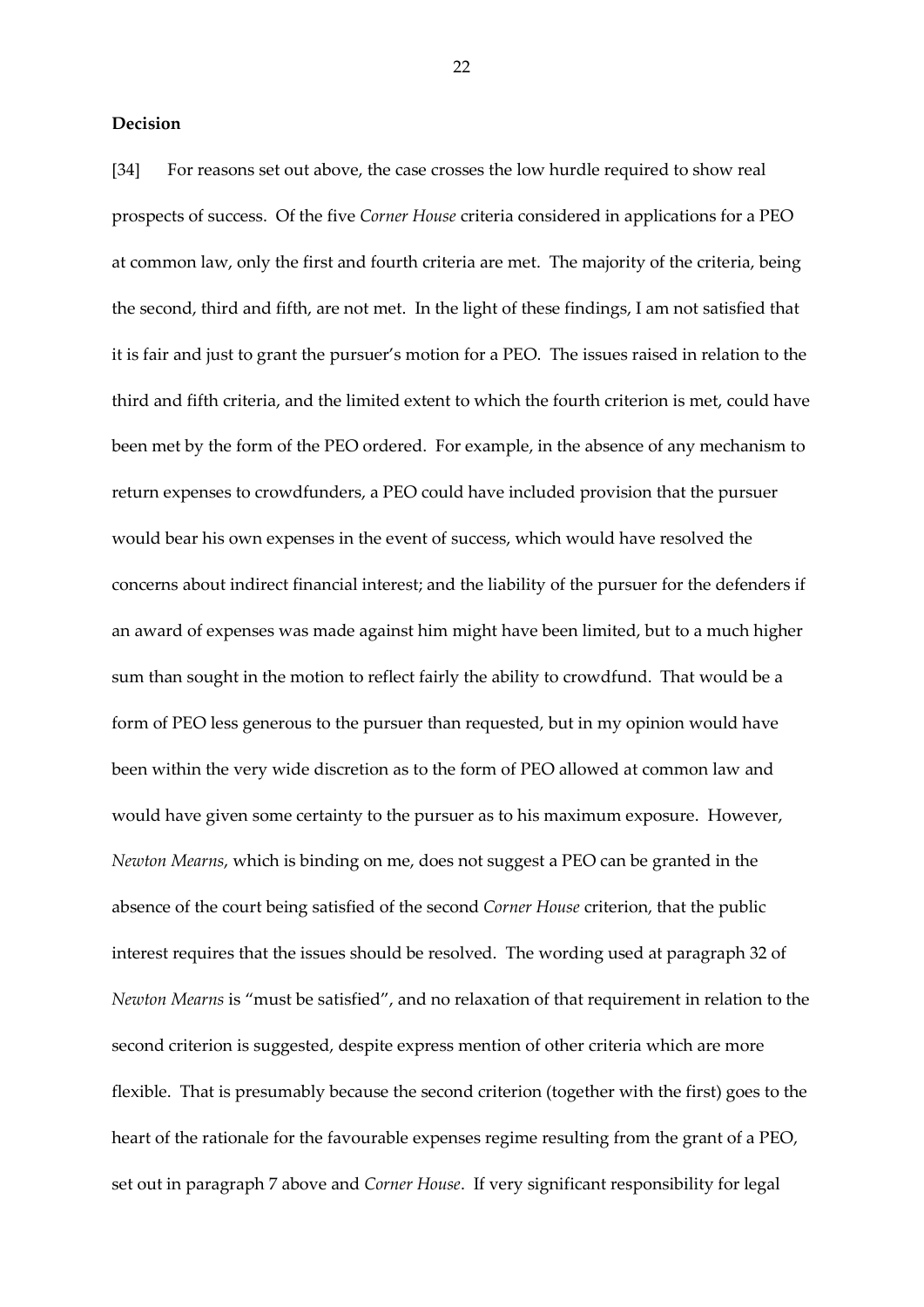**Decision**

[34] For reasons set out above, the case crosses the low hurdle required to show real prospects of success. Of the five *Corner House* criteria considered in applications for a PEO at common law, only the first and fourth criteria are met. The majority of the criteria, being the second, third and fifth, are not met. In the light of these findings, I am not satisfied that it is fair and just to grant the pursuer's motion for a PEO. The issues raised in relation to the third and fifth criteria, and the limited extent to which the fourth criterion is met, could have been met by the form of the PEO ordered. For example, in the absence of any mechanism to return expenses to crowdfunders, a PEO could have included provision that the pursuer would bear his own expenses in the event of success, which would have resolved the concerns about indirect financial interest; and the liability of the pursuer for the defenders if an award of expenses was made against him might have been limited, but to a much higher sum than sought in the motion to reflect fairly the ability to crowdfund. That would be a form of PEO less generous to the pursuer than requested, but in my opinion would have been within the very wide discretion as to the form of PEO allowed at common law and would have given some certainty to the pursuer as to his maximum exposure. However, *Newton Mearns*, which is binding on me, does not suggest a PEO can be granted in the absence of the court being satisfied of the second *Corner House* criterion, that the public interest requires that the issues should be resolved. The wording used at paragraph 32 of *Newton Mearns* is "must be satisfied", and no relaxation of that requirement in relation to the second criterion is suggested, despite express mention of other criteria which are more flexible. That is presumably because the second criterion (together with the first) goes to the heart of the rationale for the favourable expenses regime resulting from the grant of a PEO, set out in paragraph 7 above and *Corner House*. If very significant responsibility for legal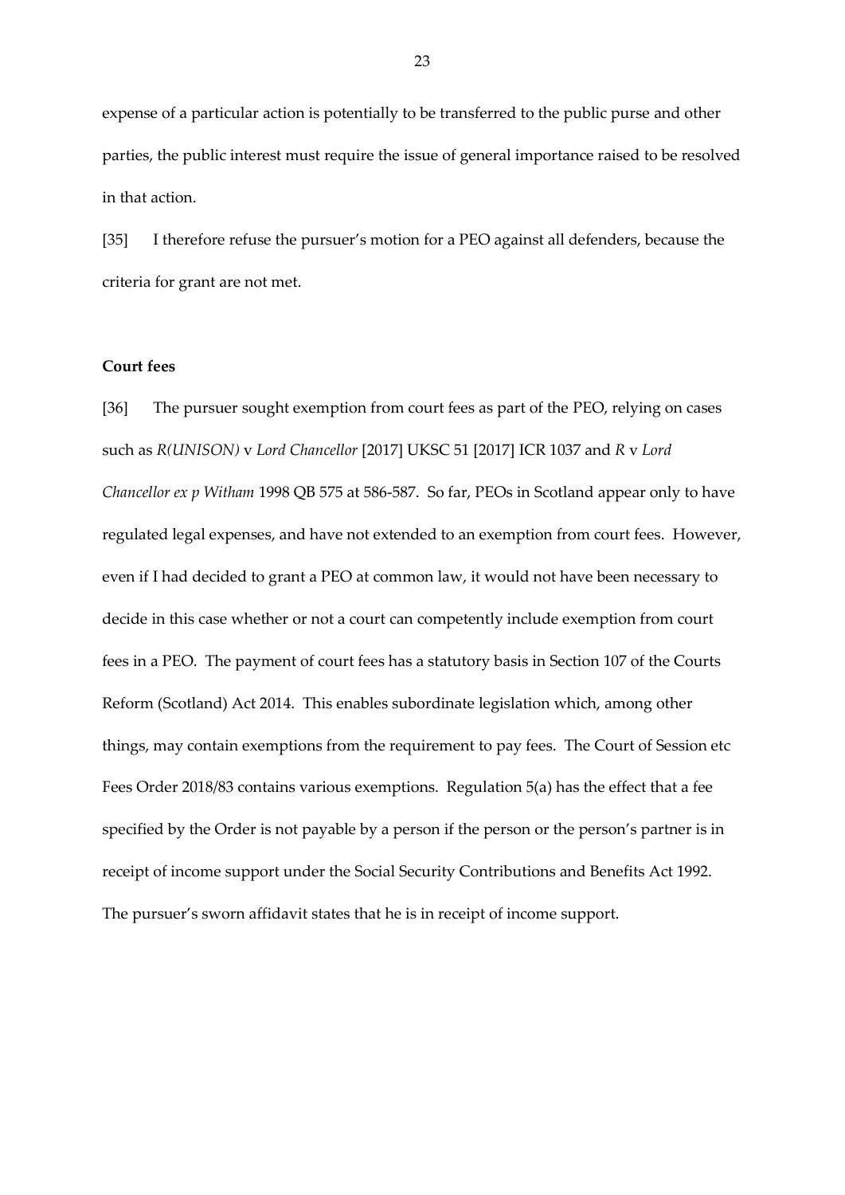expense of a particular action is potentially to be transferred to the public purse and other parties, the public interest must require the issue of general importance raised to be resolved in that action.

[35] I therefore refuse the pursuer's motion for a PEO against all defenders, because the criteria for grant are not met.

**Court fees**

[36] The pursuer sought exemption from court fees as part of the PEO, relying on cases such as *R(UNISON)* v *Lord Chancellor* [2017] UKSC 51 [2017] ICR 1037 and *R* v *Lord Chancellor ex p Witham* 1998 QB 575 at 586-587. So far, PEOs in Scotland appear only to have regulated legal expenses, and have not extended to an exemption from court fees. However, even if I had decided to grant a PEO at common law, it would not have been necessary to decide in this case whether or not a court can competently include exemption from court fees in a PEO. The payment of court fees has a statutory basis in Section 107 of the Courts Reform (Scotland) Act 2014. This enables subordinate legislation which, among other things, may contain exemptions from the requirement to pay fees. The Court of Session etc Fees Order 2018/83 contains various exemptions. Regulation 5(a) has the effect that a fee specified by the Order is not payable by a person if the person or the person's partner is in receipt of income support under the Social Security Contributions and Benefits Act 1992. The pursuer's sworn affidavit states that he is in receipt of income support.